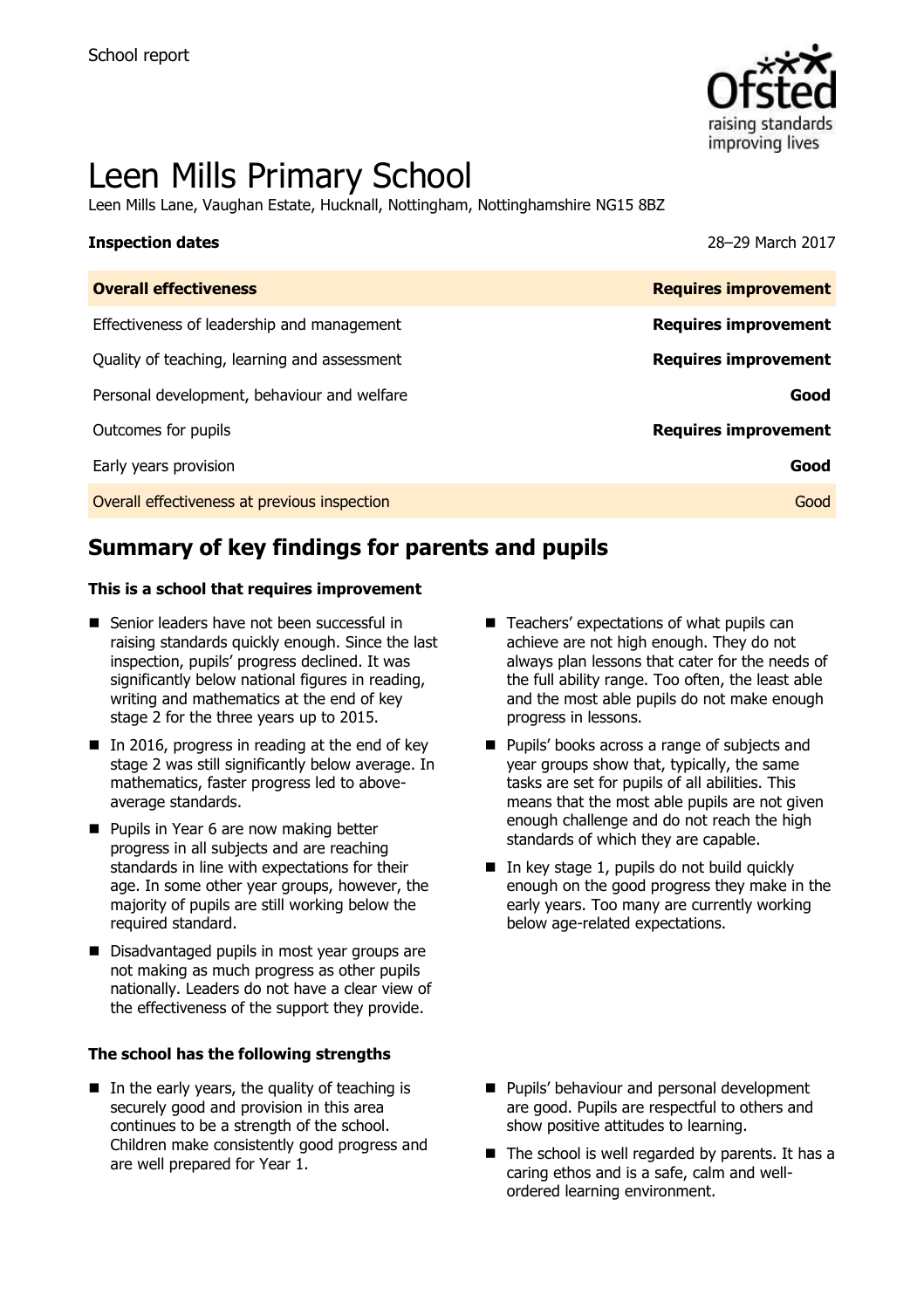School report

# Leen Mills Primary School

Leen Mills Lane, Vaughan Estate, Hucknall, Nottingham, Nottinghamshire NG15 8BZ

**Inspection dates** 28–29 March 2017

| Overall effectiveness | Requires improvement |
|---|---|
| Effectiveness of leadership and management | Requires improvement |
| Quality of teaching, learning and assessment | Requires improvement |
| Personal development, behaviour and welfare | Good |
| Outcomes for pupils | Requires improvement |
| Early years provision | Good |
| Overall effectiveness at previous inspection | Good |

## Summary of key findings for parents and pupils

### This is a school that requires improvement

- Senior leaders have not been successful in raising standards quickly enough. Since the last inspection, pupils' progress declined. It was significantly below national figures in reading, writing and mathematics at the end of key stage 2 for the three years up to 2015.
- In 2016, progress in reading at the end of key stage 2 was still significantly below average. In mathematics, faster progress led to above-average standards.
- Pupils in Year 6 are now making better progress in all subjects and are reaching standards in line with expectations for their age. In some other year groups, however, the majority of pupils are still working below the required standard.
- Disadvantaged pupils in most year groups are not making as much progress as other pupils nationally. Leaders do not have a clear view of the effectiveness of the support they provide.
- Teachers' expectations of what pupils can achieve are not high enough. They do not always plan lessons that cater for the needs of the full ability range. Too often, the least able and the most able pupils do not make enough progress in lessons.
- Pupils' books across a range of subjects and year groups show that, typically, the same tasks are set for pupils of all abilities. This means that the most able pupils are not given enough challenge and do not reach the high standards of which they are capable.
- In key stage 1, pupils do not build quickly enough on the good progress they make in the early years. Too many are currently working below age-related expectations.

### The school has the following strengths

- In the early years, the quality of teaching is securely good and provision in this area continues to be a strength of the school. Children make consistently good progress and are well prepared for Year 1.
- Pupils' behaviour and personal development are good. Pupils are respectful to others and show positive attitudes to learning.
- The school is well regarded by parents. It has a caring ethos and is a safe, calm and well-ordered learning environment.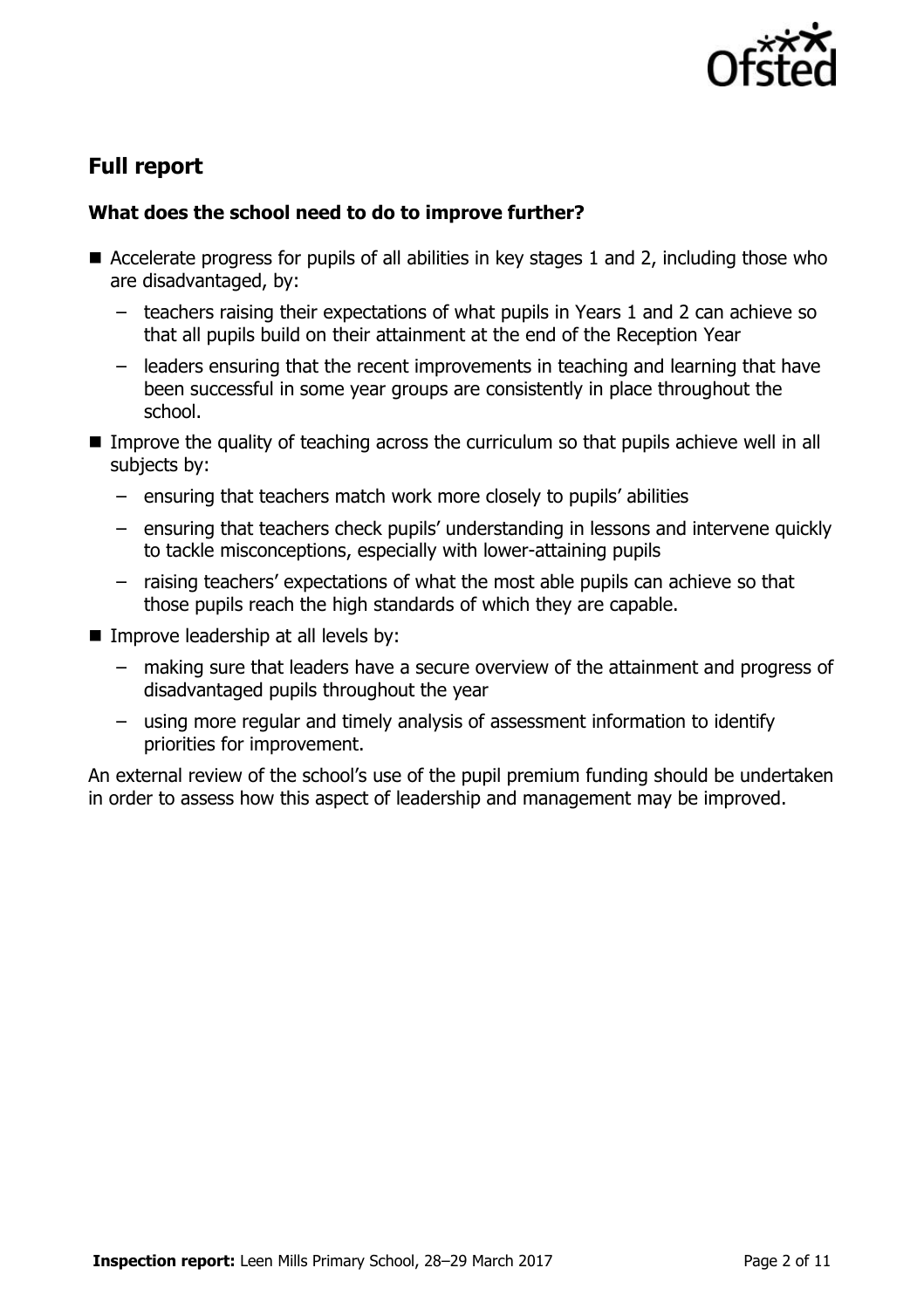## Full report

### What does the school need to do to improve further?

- Accelerate progress for pupils of all abilities in key stages 1 and 2, including those who are disadvantaged, by:
  - teachers raising their expectations of what pupils in Years 1 and 2 can achieve so that all pupils build on their attainment at the end of the Reception Year
  - leaders ensuring that the recent improvements in teaching and learning that have been successful in some year groups are consistently in place throughout the school.
- Improve the quality of teaching across the curriculum so that pupils achieve well in all subjects by:
  - ensuring that teachers match work more closely to pupils' abilities
  - ensuring that teachers check pupils' understanding in lessons and intervene quickly to tackle misconceptions, especially with lower-attaining pupils
  - raising teachers' expectations of what the most able pupils can achieve so that those pupils reach the high standards of which they are capable.
- Improve leadership at all levels by:
  - making sure that leaders have a secure overview of the attainment and progress of disadvantaged pupils throughout the year
  - using more regular and timely analysis of assessment information to identify priorities for improvement.

An external review of the school's use of the pupil premium funding should be undertaken in order to assess how this aspect of leadership and management may be improved.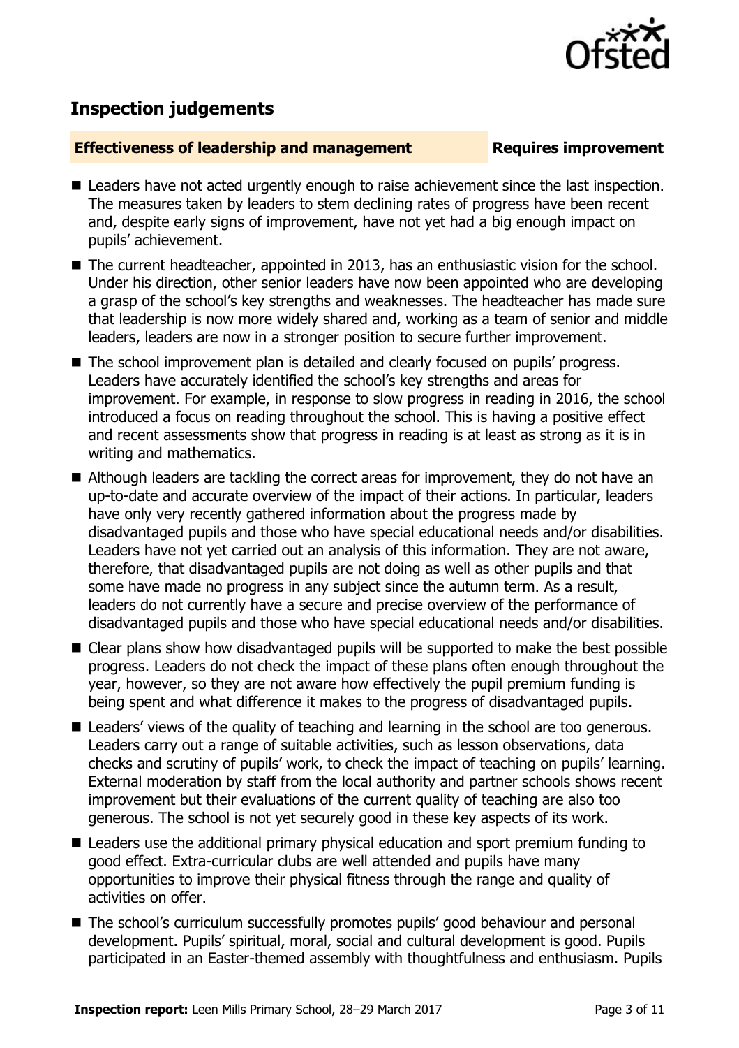## Inspection judgements

**Effectiveness of leadership and management** **Requires improvement**

- Leaders have not acted urgently enough to raise achievement since the last inspection. The measures taken by leaders to stem declining rates of progress have been recent and, despite early signs of improvement, have not yet had a big enough impact on pupils' achievement.
- The current headteacher, appointed in 2013, has an enthusiastic vision for the school. Under his direction, other senior leaders have now been appointed who are developing a grasp of the school's key strengths and weaknesses. The headteacher has made sure that leadership is now more widely shared and, working as a team of senior and middle leaders, leaders are now in a stronger position to secure further improvement.
- The school improvement plan is detailed and clearly focused on pupils' progress. Leaders have accurately identified the school's key strengths and areas for improvement. For example, in response to slow progress in reading in 2016, the school introduced a focus on reading throughout the school. This is having a positive effect and recent assessments show that progress in reading is at least as strong as it is in writing and mathematics.
- Although leaders are tackling the correct areas for improvement, they do not have an up-to-date and accurate overview of the impact of their actions. In particular, leaders have only very recently gathered information about the progress made by disadvantaged pupils and those who have special educational needs and/or disabilities. Leaders have not yet carried out an analysis of this information. They are not aware, therefore, that disadvantaged pupils are not doing as well as other pupils and that some have made no progress in any subject since the autumn term. As a result, leaders do not currently have a secure and precise overview of the performance of disadvantaged pupils and those who have special educational needs and/or disabilities.
- Clear plans show how disadvantaged pupils will be supported to make the best possible progress. Leaders do not check the impact of these plans often enough throughout the year, however, so they are not aware how effectively the pupil premium funding is being spent and what difference it makes to the progress of disadvantaged pupils.
- Leaders' views of the quality of teaching and learning in the school are too generous. Leaders carry out a range of suitable activities, such as lesson observations, data checks and scrutiny of pupils' work, to check the impact of teaching on pupils' learning. External moderation by staff from the local authority and partner schools shows recent improvement but their evaluations of the current quality of teaching are also too generous. The school is not yet securely good in these key aspects of its work.
- Leaders use the additional primary physical education and sport premium funding to good effect. Extra-curricular clubs are well attended and pupils have many opportunities to improve their physical fitness through the range and quality of activities on offer.
- The school's curriculum successfully promotes pupils' good behaviour and personal development. Pupils' spiritual, moral, social and cultural development is good. Pupils participated in an Easter-themed assembly with thoughtfulness and enthusiasm. Pupils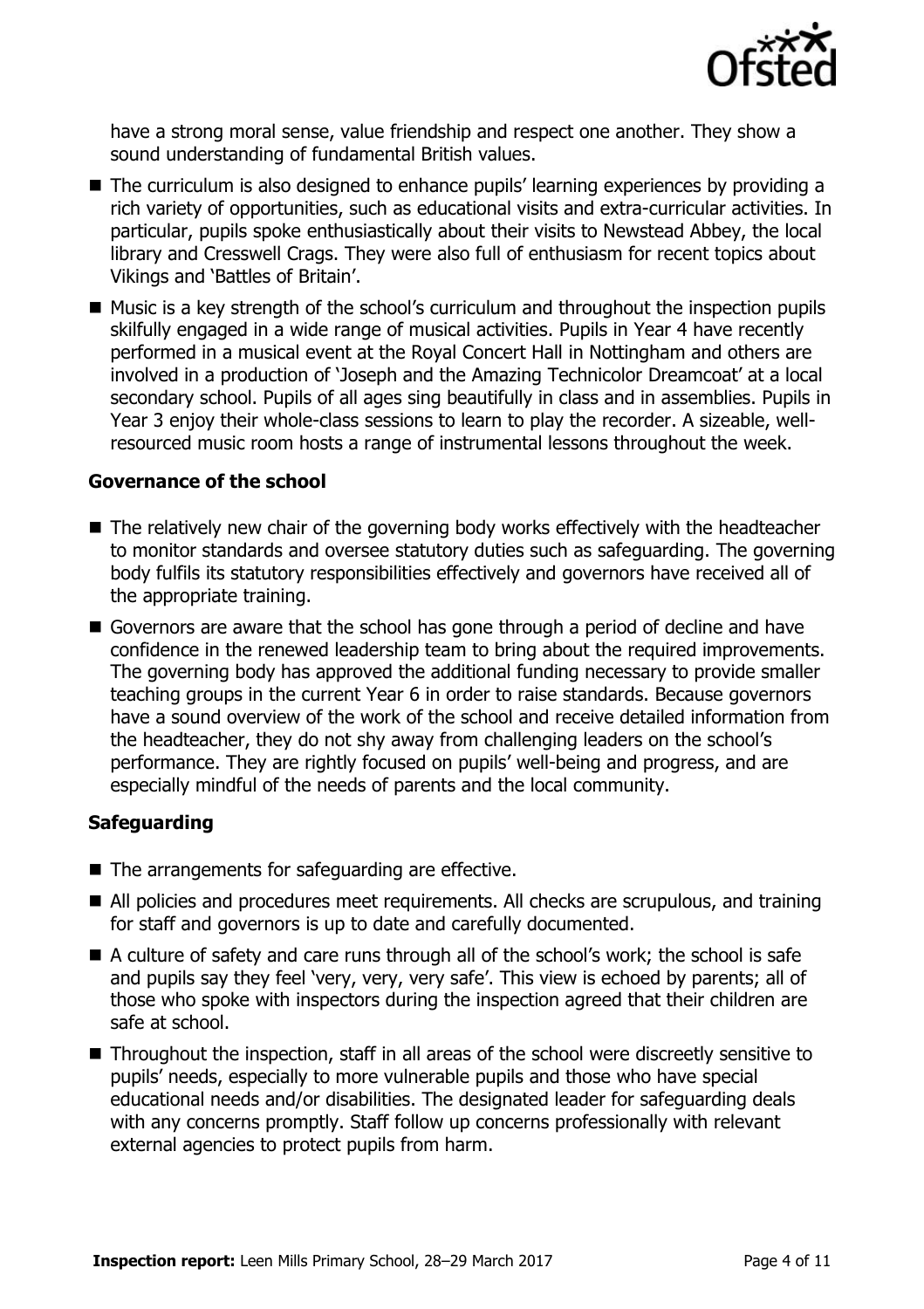have a strong moral sense, value friendship and respect one another. They show a sound understanding of fundamental British values.

- The curriculum is also designed to enhance pupils' learning experiences by providing a rich variety of opportunities, such as educational visits and extra-curricular activities. In particular, pupils spoke enthusiastically about their visits to Newstead Abbey, the local library and Cresswell Crags. They were also full of enthusiasm for recent topics about Vikings and 'Battles of Britain'.
- Music is a key strength of the school's curriculum and throughout the inspection pupils skilfully engaged in a wide range of musical activities. Pupils in Year 4 have recently performed in a musical event at the Royal Concert Hall in Nottingham and others are involved in a production of 'Joseph and the Amazing Technicolor Dreamcoat' at a local secondary school. Pupils of all ages sing beautifully in class and in assemblies. Pupils in Year 3 enjoy their whole-class sessions to learn to play the recorder. A sizeable, well-resourced music room hosts a range of instrumental lessons throughout the week.

### Governance of the school

- The relatively new chair of the governing body works effectively with the headteacher to monitor standards and oversee statutory duties such as safeguarding. The governing body fulfils its statutory responsibilities effectively and governors have received all of the appropriate training.
- Governors are aware that the school has gone through a period of decline and have confidence in the renewed leadership team to bring about the required improvements. The governing body has approved the additional funding necessary to provide smaller teaching groups in the current Year 6 in order to raise standards. Because governors have a sound overview of the work of the school and receive detailed information from the headteacher, they do not shy away from challenging leaders on the school's performance. They are rightly focused on pupils' well-being and progress, and are especially mindful of the needs of parents and the local community.

### Safeguarding

- The arrangements for safeguarding are effective.
- All policies and procedures meet requirements. All checks are scrupulous, and training for staff and governors is up to date and carefully documented.
- A culture of safety and care runs through all of the school's work; the school is safe and pupils say they feel 'very, very, very safe'. This view is echoed by parents; all of those who spoke with inspectors during the inspection agreed that their children are safe at school.
- Throughout the inspection, staff in all areas of the school were discreetly sensitive to pupils' needs, especially to more vulnerable pupils and those who have special educational needs and/or disabilities. The designated leader for safeguarding deals with any concerns promptly. Staff follow up concerns professionally with relevant external agencies to protect pupils from harm.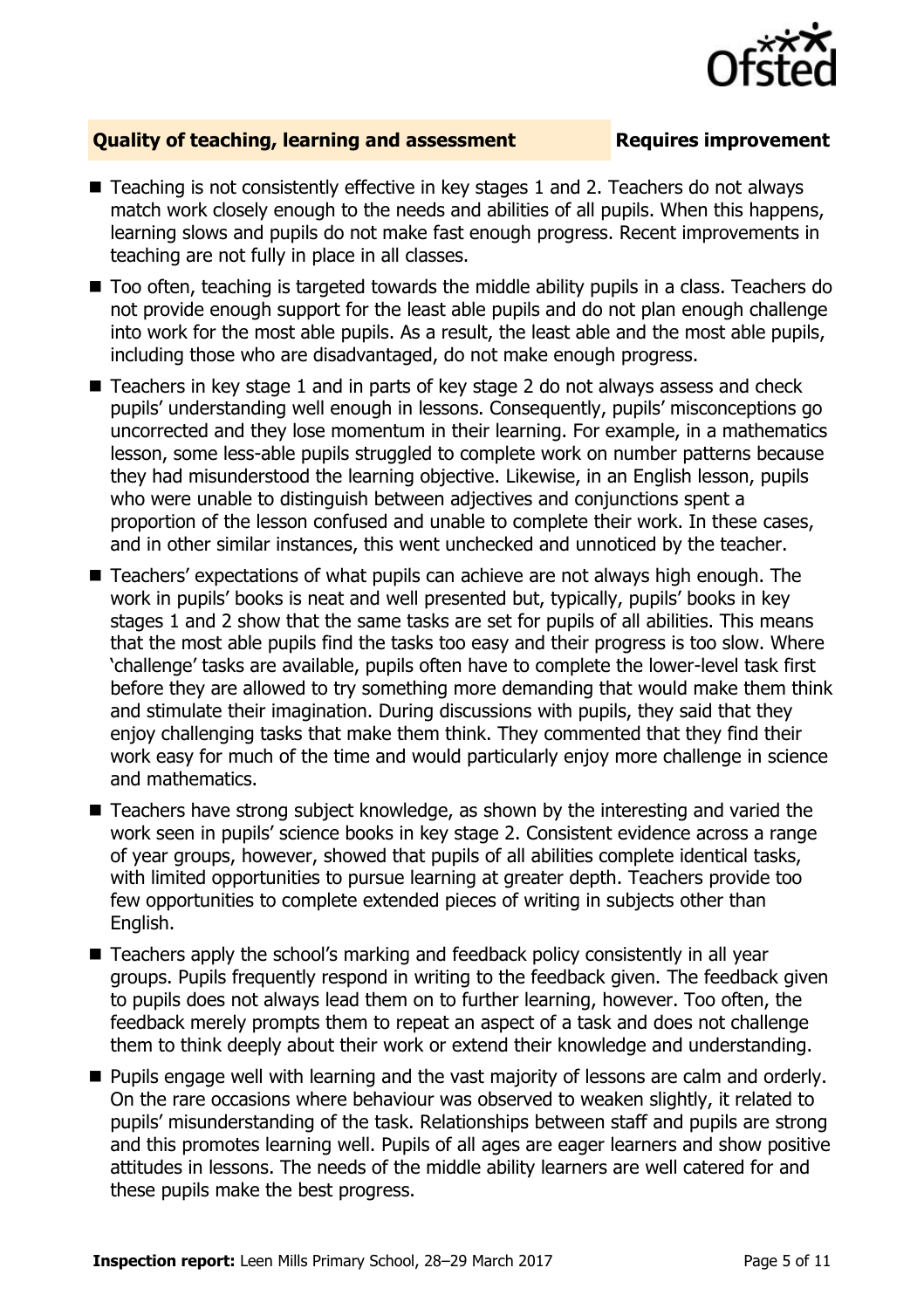## Quality of teaching, learning and assessment — Requires improvement

- Teaching is not consistently effective in key stages 1 and 2. Teachers do not always match work closely enough to the needs and abilities of all pupils. When this happens, learning slows and pupils do not make fast enough progress. Recent improvements in teaching are not fully in place in all classes.
- Too often, teaching is targeted towards the middle ability pupils in a class. Teachers do not provide enough support for the least able pupils and do not plan enough challenge into work for the most able pupils. As a result, the least able and the most able pupils, including those who are disadvantaged, do not make enough progress.
- Teachers in key stage 1 and in parts of key stage 2 do not always assess and check pupils' understanding well enough in lessons. Consequently, pupils' misconceptions go uncorrected and they lose momentum in their learning. For example, in a mathematics lesson, some less-able pupils struggled to complete work on number patterns because they had misunderstood the learning objective. Likewise, in an English lesson, pupils who were unable to distinguish between adjectives and conjunctions spent a proportion of the lesson confused and unable to complete their work. In these cases, and in other similar instances, this went unchecked and unnoticed by the teacher.
- Teachers' expectations of what pupils can achieve are not always high enough. The work in pupils' books is neat and well presented but, typically, pupils' books in key stages 1 and 2 show that the same tasks are set for pupils of all abilities. This means that the most able pupils find the tasks too easy and their progress is too slow. Where 'challenge' tasks are available, pupils often have to complete the lower-level task first before they are allowed to try something more demanding that would make them think and stimulate their imagination. During discussions with pupils, they said that they enjoy challenging tasks that make them think. They commented that they find their work easy for much of the time and would particularly enjoy more challenge in science and mathematics.
- Teachers have strong subject knowledge, as shown by the interesting and varied the work seen in pupils' science books in key stage 2. Consistent evidence across a range of year groups, however, showed that pupils of all abilities complete identical tasks, with limited opportunities to pursue learning at greater depth. Teachers provide too few opportunities to complete extended pieces of writing in subjects other than English.
- Teachers apply the school's marking and feedback policy consistently in all year groups. Pupils frequently respond in writing to the feedback given. The feedback given to pupils does not always lead them on to further learning, however. Too often, the feedback merely prompts them to repeat an aspect of a task and does not challenge them to think deeply about their work or extend their knowledge and understanding.
- Pupils engage well with learning and the vast majority of lessons are calm and orderly. On the rare occasions where behaviour was observed to weaken slightly, it related to pupils' misunderstanding of the task. Relationships between staff and pupils are strong and this promotes learning well. Pupils of all ages are eager learners and show positive attitudes in lessons. The needs of the middle ability learners are well catered for and these pupils make the best progress.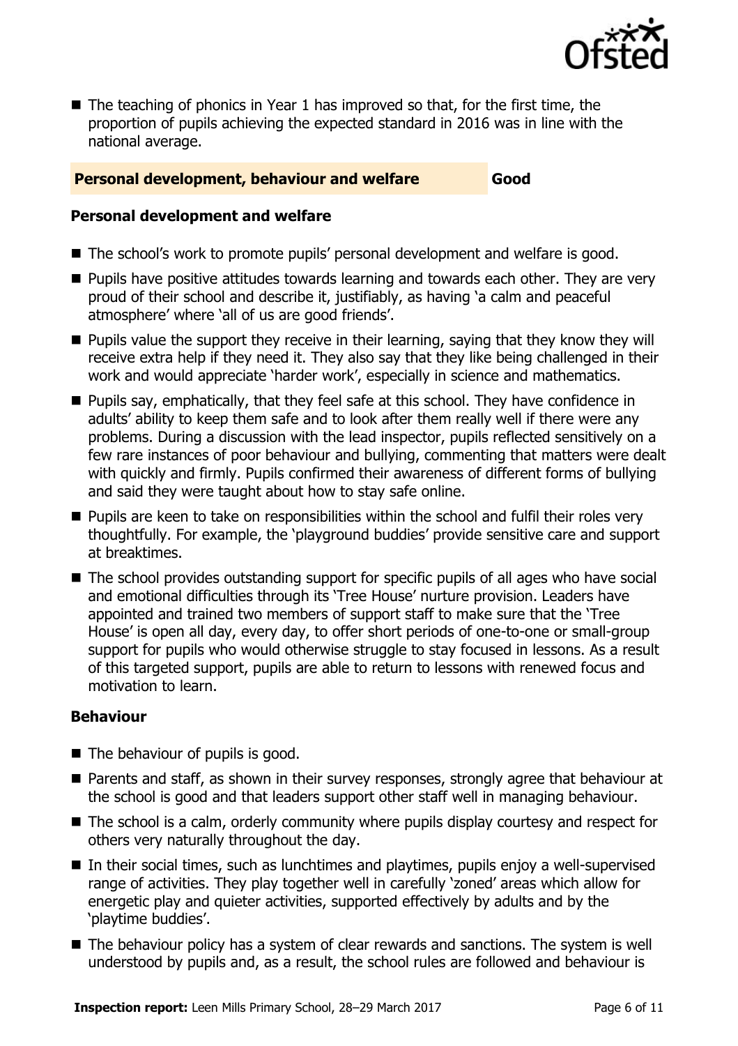- The teaching of phonics in Year 1 has improved so that, for the first time, the proportion of pupils achieving the expected standard in 2016 was in line with the national average.

## Personal development, behaviour and welfare — Good

### Personal development and welfare

- The school's work to promote pupils' personal development and welfare is good.
- Pupils have positive attitudes towards learning and towards each other. They are very proud of their school and describe it, justifiably, as having 'a calm and peaceful atmosphere' where 'all of us are good friends'.
- Pupils value the support they receive in their learning, saying that they know they will receive extra help if they need it. They also say that they like being challenged in their work and would appreciate 'harder work', especially in science and mathematics.
- Pupils say, emphatically, that they feel safe at this school. They have confidence in adults' ability to keep them safe and to look after them really well if there were any problems. During a discussion with the lead inspector, pupils reflected sensitively on a few rare instances of poor behaviour and bullying, commenting that matters were dealt with quickly and firmly. Pupils confirmed their awareness of different forms of bullying and said they were taught about how to stay safe online.
- Pupils are keen to take on responsibilities within the school and fulfil their roles very thoughtfully. For example, the 'playground buddies' provide sensitive care and support at breaktimes.
- The school provides outstanding support for specific pupils of all ages who have social and emotional difficulties through its 'Tree House' nurture provision. Leaders have appointed and trained two members of support staff to make sure that the 'Tree House' is open all day, every day, to offer short periods of one-to-one or small-group support for pupils who would otherwise struggle to stay focused in lessons. As a result of this targeted support, pupils are able to return to lessons with renewed focus and motivation to learn.

### Behaviour

- The behaviour of pupils is good.
- Parents and staff, as shown in their survey responses, strongly agree that behaviour at the school is good and that leaders support other staff well in managing behaviour.
- The school is a calm, orderly community where pupils display courtesy and respect for others very naturally throughout the day.
- In their social times, such as lunchtimes and playtimes, pupils enjoy a well-supervised range of activities. They play together well in carefully 'zoned' areas which allow for energetic play and quieter activities, supported effectively by adults and by the 'playtime buddies'.
- The behaviour policy has a system of clear rewards and sanctions. The system is well understood by pupils and, as a result, the school rules are followed and behaviour is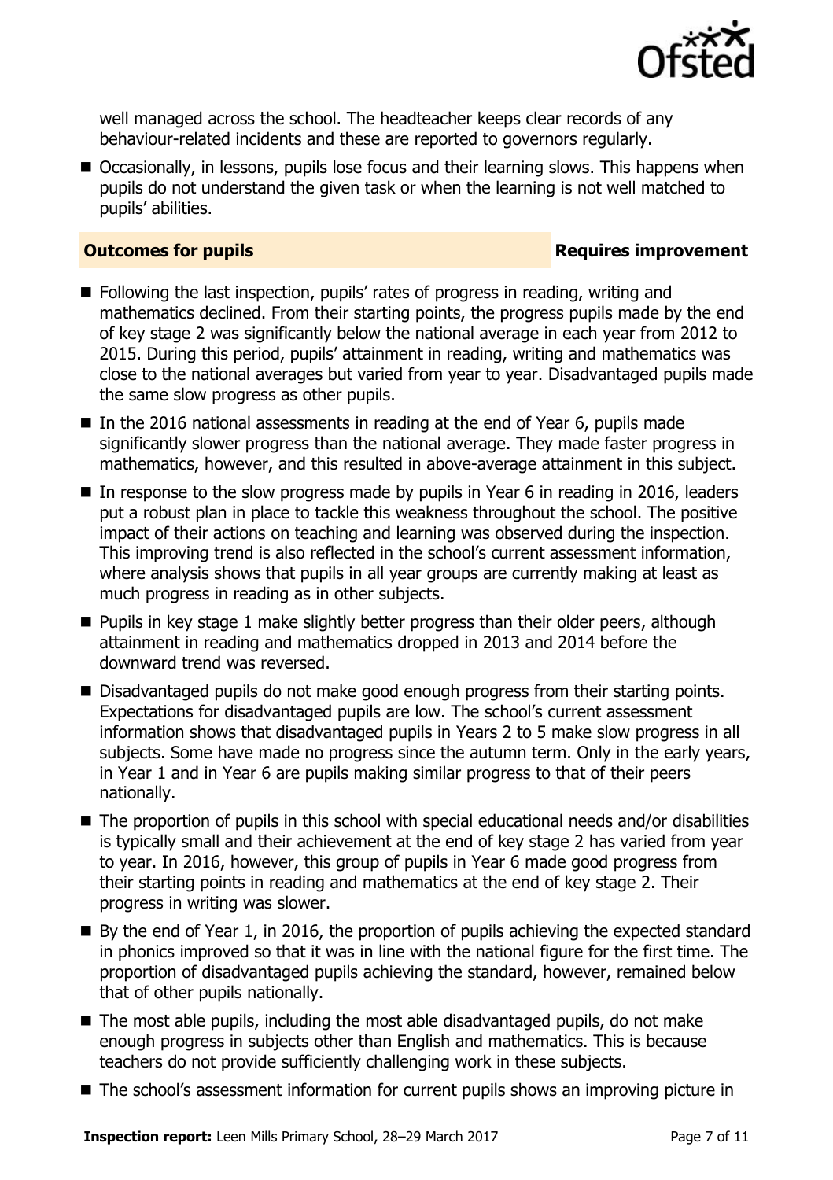well managed across the school. The headteacher keeps clear records of any behaviour-related incidents and these are reported to governors regularly.

- Occasionally, in lessons, pupils lose focus and their learning slows. This happens when pupils do not understand the given task or when the learning is not well matched to pupils' abilities.

### Outcomes for pupils — Requires improvement

- Following the last inspection, pupils' rates of progress in reading, writing and mathematics declined. From their starting points, the progress pupils made by the end of key stage 2 was significantly below the national average in each year from 2012 to 2015. During this period, pupils' attainment in reading, writing and mathematics was close to the national averages but varied from year to year. Disadvantaged pupils made the same slow progress as other pupils.
- In the 2016 national assessments in reading at the end of Year 6, pupils made significantly slower progress than the national average. They made faster progress in mathematics, however, and this resulted in above-average attainment in this subject.
- In response to the slow progress made by pupils in Year 6 in reading in 2016, leaders put a robust plan in place to tackle this weakness throughout the school. The positive impact of their actions on teaching and learning was observed during the inspection. This improving trend is also reflected in the school's current assessment information, where analysis shows that pupils in all year groups are currently making at least as much progress in reading as in other subjects.
- Pupils in key stage 1 make slightly better progress than their older peers, although attainment in reading and mathematics dropped in 2013 and 2014 before the downward trend was reversed.
- Disadvantaged pupils do not make good enough progress from their starting points. Expectations for disadvantaged pupils are low. The school's current assessment information shows that disadvantaged pupils in Years 2 to 5 make slow progress in all subjects. Some have made no progress since the autumn term. Only in the early years, in Year 1 and in Year 6 are pupils making similar progress to that of their peers nationally.
- The proportion of pupils in this school with special educational needs and/or disabilities is typically small and their achievement at the end of key stage 2 has varied from year to year. In 2016, however, this group of pupils in Year 6 made good progress from their starting points in reading and mathematics at the end of key stage 2. Their progress in writing was slower.
- By the end of Year 1, in 2016, the proportion of pupils achieving the expected standard in phonics improved so that it was in line with the national figure for the first time. The proportion of disadvantaged pupils achieving the standard, however, remained below that of other pupils nationally.
- The most able pupils, including the most able disadvantaged pupils, do not make enough progress in subjects other than English and mathematics. This is because teachers do not provide sufficiently challenging work in these subjects.
- The school's assessment information for current pupils shows an improving picture in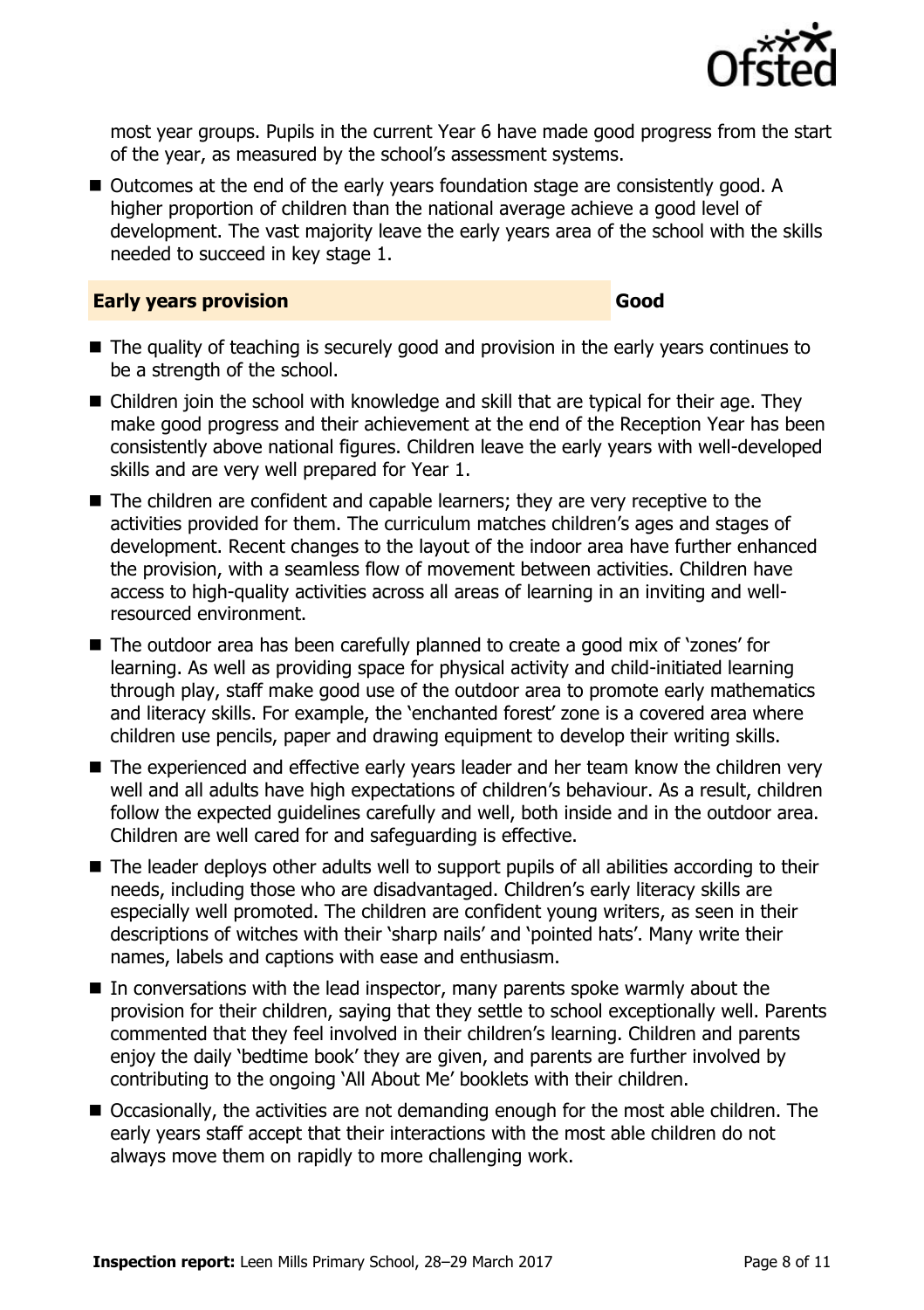most year groups. Pupils in the current Year 6 have made good progress from the start of the year, as measured by the school's assessment systems.

- Outcomes at the end of the early years foundation stage are consistently good. A higher proportion of children than the national average achieve a good level of development. The vast majority leave the early years area of the school with the skills needed to succeed in key stage 1.

## Early years provision — Good

- The quality of teaching is securely good and provision in the early years continues to be a strength of the school.
- Children join the school with knowledge and skill that are typical for their age. They make good progress and their achievement at the end of the Reception Year has been consistently above national figures. Children leave the early years with well-developed skills and are very well prepared for Year 1.
- The children are confident and capable learners; they are very receptive to the activities provided for them. The curriculum matches children's ages and stages of development. Recent changes to the layout of the indoor area have further enhanced the provision, with a seamless flow of movement between activities. Children have access to high-quality activities across all areas of learning in an inviting and well-resourced environment.
- The outdoor area has been carefully planned to create a good mix of 'zones' for learning. As well as providing space for physical activity and child-initiated learning through play, staff make good use of the outdoor area to promote early mathematics and literacy skills. For example, the 'enchanted forest' zone is a covered area where children use pencils, paper and drawing equipment to develop their writing skills.
- The experienced and effective early years leader and her team know the children very well and all adults have high expectations of children's behaviour. As a result, children follow the expected guidelines carefully and well, both inside and in the outdoor area. Children are well cared for and safeguarding is effective.
- The leader deploys other adults well to support pupils of all abilities according to their needs, including those who are disadvantaged. Children's early literacy skills are especially well promoted. The children are confident young writers, as seen in their descriptions of witches with their 'sharp nails' and 'pointed hats'. Many write their names, labels and captions with ease and enthusiasm.
- In conversations with the lead inspector, many parents spoke warmly about the provision for their children, saying that they settle to school exceptionally well. Parents commented that they feel involved in their children's learning. Children and parents enjoy the daily 'bedtime book' they are given, and parents are further involved by contributing to the ongoing 'All About Me' booklets with their children.
- Occasionally, the activities are not demanding enough for the most able children. The early years staff accept that their interactions with the most able children do not always move them on rapidly to more challenging work.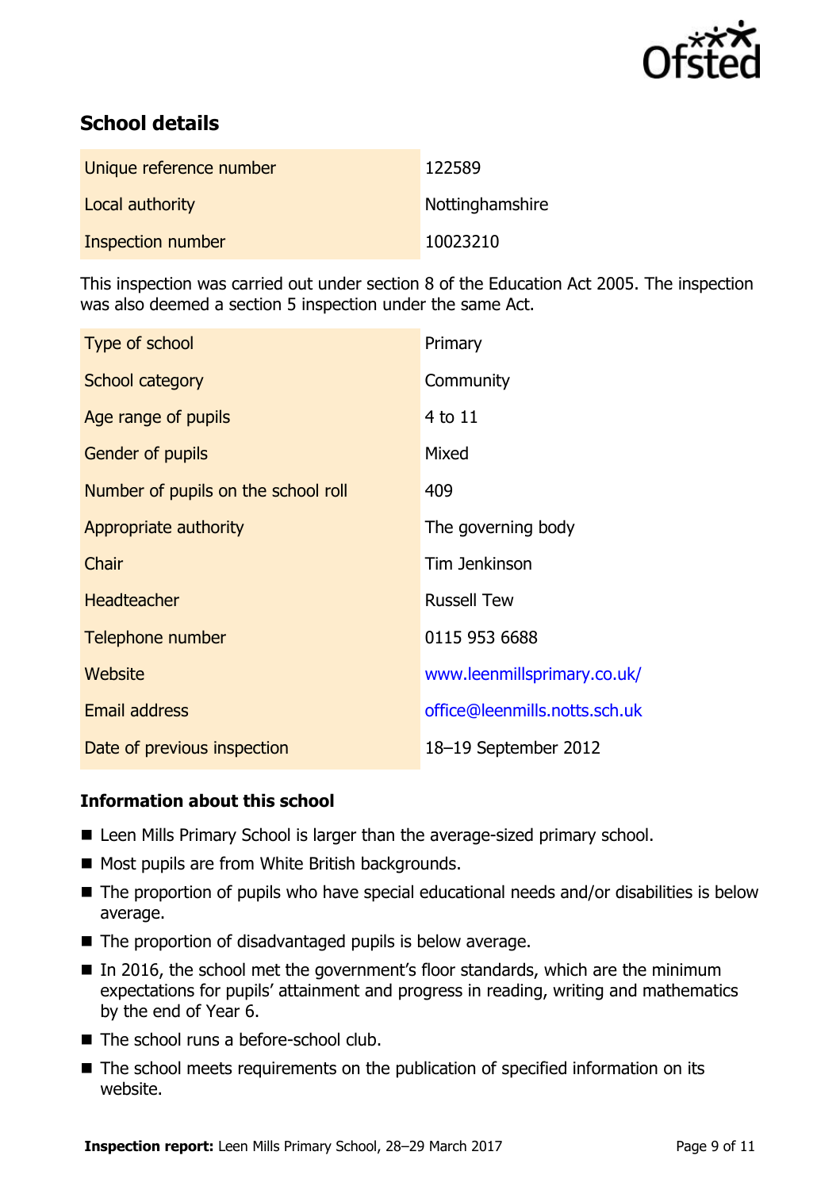## School details

| | |
|---|---|
| Unique reference number | 122589 |
| Local authority | Nottinghamshire |
| Inspection number | 10023210 |

This inspection was carried out under section 8 of the Education Act 2005. The inspection was also deemed a section 5 inspection under the same Act.

| | |
|---|---|
| Type of school | Primary |
| School category | Community |
| Age range of pupils | 4 to 11 |
| Gender of pupils | Mixed |
| Number of pupils on the school roll | 409 |
| Appropriate authority | The governing body |
| Chair | Tim Jenkinson |
| Headteacher | Russell Tew |
| Telephone number | 0115 953 6688 |
| Website | www.leenmillsprimary.co.uk/ |
| Email address | office@leenmills.notts.sch.uk |
| Date of previous inspection | 18–19 September 2012 |

### Information about this school

- Leen Mills Primary School is larger than the average-sized primary school.
- Most pupils are from White British backgrounds.
- The proportion of pupils who have special educational needs and/or disabilities is below average.
- The proportion of disadvantaged pupils is below average.
- In 2016, the school met the government's floor standards, which are the minimum expectations for pupils' attainment and progress in reading, writing and mathematics by the end of Year 6.
- The school runs a before-school club.
- The school meets requirements on the publication of specified information on its website.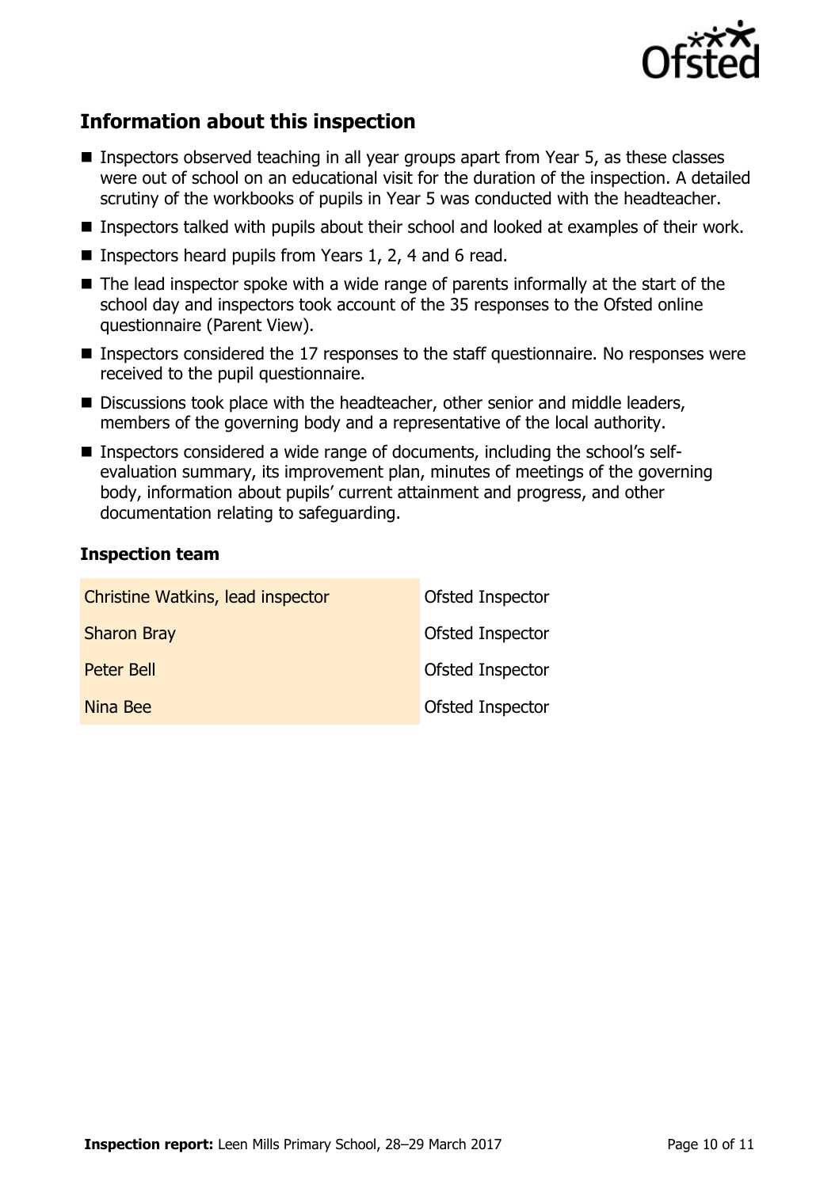## Information about this inspection

- Inspectors observed teaching in all year groups apart from Year 5, as these classes were out of school on an educational visit for the duration of the inspection. A detailed scrutiny of the workbooks of pupils in Year 5 was conducted with the headteacher.
- Inspectors talked with pupils about their school and looked at examples of their work.
- Inspectors heard pupils from Years 1, 2, 4 and 6 read.
- The lead inspector spoke with a wide range of parents informally at the start of the school day and inspectors took account of the 35 responses to the Ofsted online questionnaire (Parent View).
- Inspectors considered the 17 responses to the staff questionnaire. No responses were received to the pupil questionnaire.
- Discussions took place with the headteacher, other senior and middle leaders, members of the governing body and a representative of the local authority.
- Inspectors considered a wide range of documents, including the school's self-evaluation summary, its improvement plan, minutes of meetings of the governing body, information about pupils' current attainment and progress, and other documentation relating to safeguarding.

### Inspection team

| | |
|---|---|
| Christine Watkins, lead inspector | Ofsted Inspector |
| Sharon Bray | Ofsted Inspector |
| Peter Bell | Ofsted Inspector |
| Nina Bee | Ofsted Inspector |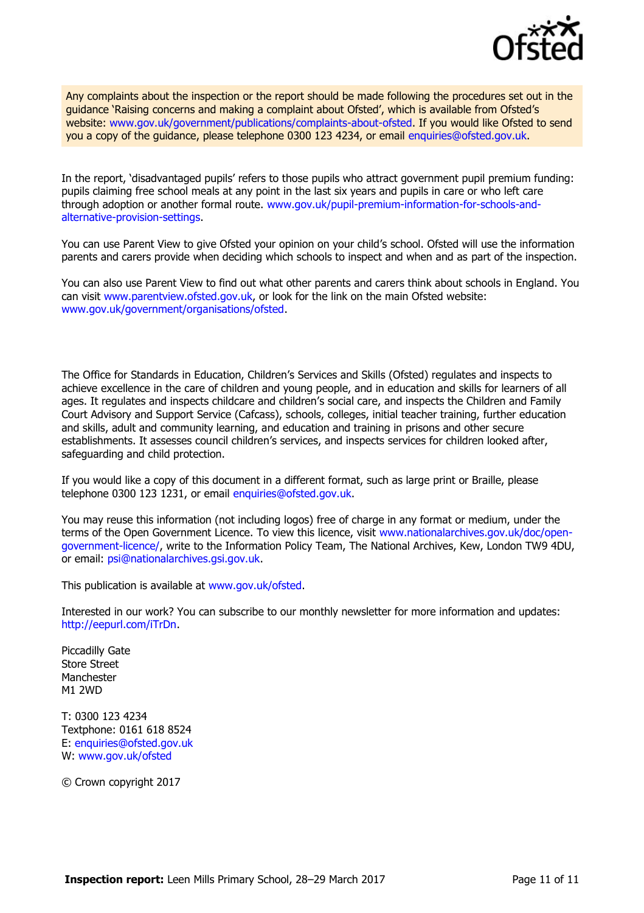Any complaints about the inspection or the report should be made following the procedures set out in the guidance 'Raising concerns and making a complaint about Ofsted', which is available from Ofsted's website: www.gov.uk/government/publications/complaints-about-ofsted. If you would like Ofsted to send you a copy of the guidance, please telephone 0300 123 4234, or email enquiries@ofsted.gov.uk.

In the report, 'disadvantaged pupils' refers to those pupils who attract government pupil premium funding: pupils claiming free school meals at any point in the last six years and pupils in care or who left care through adoption or another formal route. www.gov.uk/pupil-premium-information-for-schools-and-alternative-provision-settings.

You can use Parent View to give Ofsted your opinion on your child's school. Ofsted will use the information parents and carers provide when deciding which schools to inspect and when and as part of the inspection.

You can also use Parent View to find out what other parents and carers think about schools in England. You can visit www.parentview.ofsted.gov.uk, or look for the link on the main Ofsted website: www.gov.uk/government/organisations/ofsted.

The Office for Standards in Education, Children's Services and Skills (Ofsted) regulates and inspects to achieve excellence in the care of children and young people, and in education and skills for learners of all ages. It regulates and inspects childcare and children's social care, and inspects the Children and Family Court Advisory and Support Service (Cafcass), schools, colleges, initial teacher training, further education and skills, adult and community learning, and education and training in prisons and other secure establishments. It assesses council children's services, and inspects services for children looked after, safeguarding and child protection.

If you would like a copy of this document in a different format, such as large print or Braille, please telephone 0300 123 1231, or email enquiries@ofsted.gov.uk.

You may reuse this information (not including logos) free of charge in any format or medium, under the terms of the Open Government Licence. To view this licence, visit www.nationalarchives.gov.uk/doc/open-government-licence/, write to the Information Policy Team, The National Archives, Kew, London TW9 4DU, or email: psi@nationalarchives.gsi.gov.uk.

This publication is available at www.gov.uk/ofsted.

Interested in our work? You can subscribe to our monthly newsletter for more information and updates: http://eepurl.com/iTrDn.

Piccadilly Gate
Store Street
Manchester
M1 2WD

T: 0300 123 4234
Textphone: 0161 618 8524
E: enquiries@ofsted.gov.uk
W: www.gov.uk/ofsted

© Crown copyright 2017